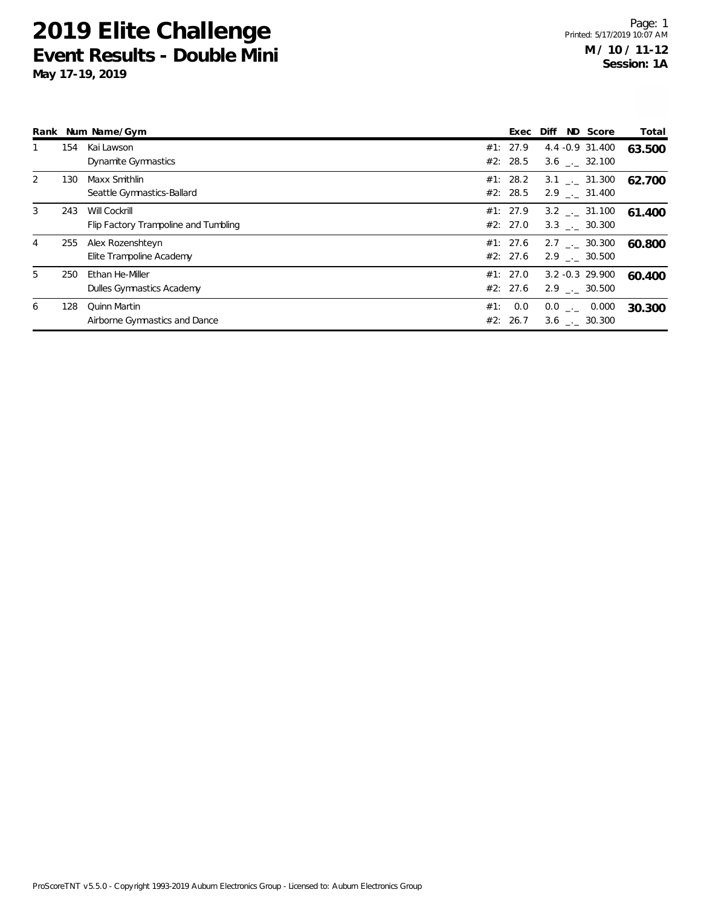# 2019 Elite Challenge

## Event Results - Double Mini

**May 17-19, 2019**

**M / 10 / 11-12**
**Session: 1A**

Printed: 5/17/2019 10:07 AM

| Rank | Num | Name/Gym | | Exec | Diff | ND | Score | Total |
|---|---|---|---|---|---|---|---|---|
| 1 | 154 | Kai Lawson | #1: | 27.9 | 4.4 | -0.9 | 31.400 | **63.500** |
| | | Dynamite Gymnastics | #2: | 28.5 | 3.6 | _._ | 32.100 | |
| 2 | 130 | Maxx Smithlin | #1: | 28.2 | 3.1 | _._ | 31.300 | **62.700** |
| | | Seattle Gymnastics-Ballard | #2: | 28.5 | 2.9 | _._ | 31.400 | |
| 3 | 243 | Will Cockrill | #1: | 27.9 | 3.2 | _._ | 31.100 | **61.400** |
| | | Flip Factory Trampoline and Tumbling | #2: | 27.0 | 3.3 | _._ | 30.300 | |
| 4 | 255 | Alex Rozenshteyn | #1: | 27.6 | 2.7 | _._ | 30.300 | **60.800** |
| | | Elite Trampoline Academy | #2: | 27.6 | 2.9 | _._ | 30.500 | |
| 5 | 250 | Ethan He-Miller | #1: | 27.0 | 3.2 | -0.3 | 29.900 | **60.400** |
| | | Dulles Gymnastics Academy | #2: | 27.6 | 2.9 | _._ | 30.500 | |
| 6 | 128 | Quinn Martin | #1: | 0.0 | 0.0 | _._ | 0.000 | **30.300** |
| | | Airborne Gymnastics and Dance | #2: | 26.7 | 3.6 | _._ | 30.300 | |

ProScoreTNT v5.5.0 - Copyright 1993-2019 Auburn Electronics Group - Licensed to: Auburn Electronics Group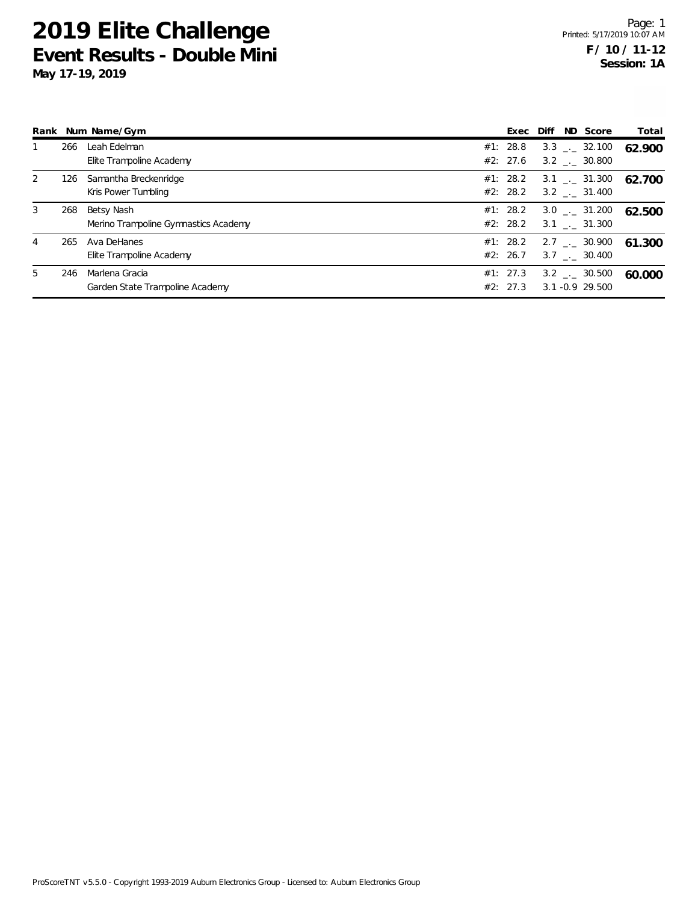# 2019 Elite Challenge

## Event Results - Double Mini

**May 17-19, 2019**

**F / 10 / 11-12**
**Session: 1A**

| Rank | Num | Name/Gym | Exec | Diff | ND | Score | Total |
|---|---|---|---|---|---|---|---|
| 1 | 266 | Leah Edelman | #1: 28.8 | 3.3 | _._ | 32.100 | **62.900** |
| | | Elite Trampoline Academy | #2: 27.6 | 3.2 | _._ | 30.800 | |
| 2 | 126 | Samantha Breckenridge | #1: 28.2 | 3.1 | _._ | 31.300 | **62.700** |
| | | Kris Power Tumbling | #2: 28.2 | 3.2 | _._ | 31.400 | |
| 3 | 268 | Betsy Nash | #1: 28.2 | 3.0 | _._ | 31.200 | **62.500** |
| | | Merino Trampoline Gymnastics Academy | #2: 28.2 | 3.1 | _._ | 31.300 | |
| 4 | 265 | Ava DeHanes | #1: 28.2 | 2.7 | _._ | 30.900 | **61.300** |
| | | Elite Trampoline Academy | #2: 26.7 | 3.7 | _._ | 30.400 | |
| 5 | 246 | Marlena Gracia | #1: 27.3 | 3.2 | _._ | 30.500 | **60.000** |
| | | Garden State Trampoline Academy | #2: 27.3 | 3.1 | -0.9 | 29.500 | |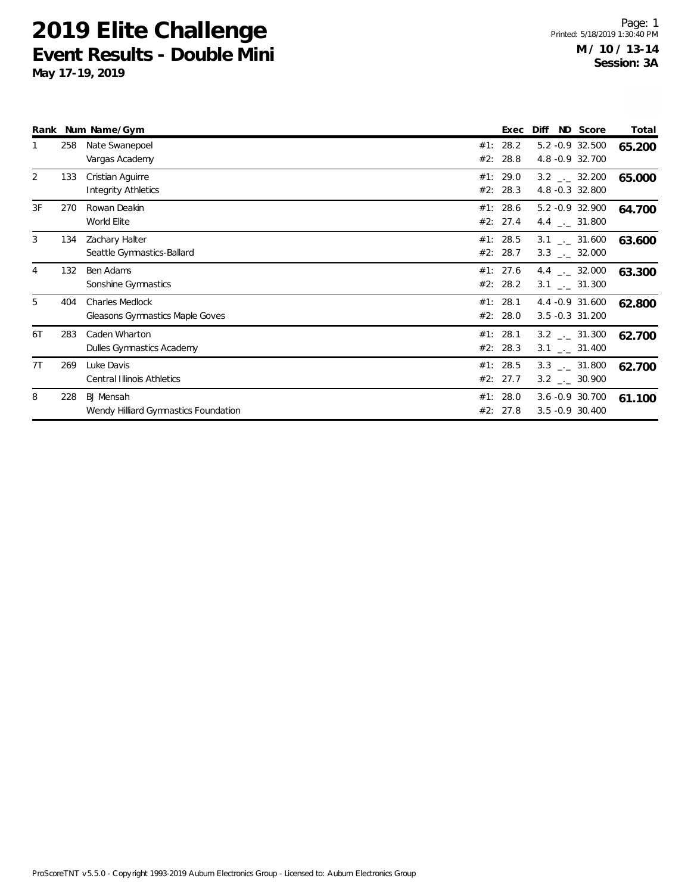# 2019 Elite Challenge

## Event Results - Double Mini

**May 17-19, 2019**

Printed: 5/18/2019 1:30:40 PM

**M / 10 / 13-14**
**Session: 3A**

| Rank | Num | Name/Gym | | Exec | Diff | ND | Score | Total |
|---|---|---|---|---|---|---|---|---|
| 1 | 258 | Nate Swanepoel | #1: | 28.2 | 5.2 | -0.9 | 32.500 | **65.200** |
| | | Vargas Academy | #2: | 28.8 | 4.8 | -0.9 | 32.700 | |
| 2 | 133 | Cristian Aguirre | #1: | 29.0 | 3.2 | _._ | 32.200 | **65.000** |
| | | Integrity Athletics | #2: | 28.3 | 4.8 | -0.3 | 32.800 | |
| 3F | 270 | Rowan Deakin | #1: | 28.6 | 5.2 | -0.9 | 32.900 | **64.700** |
| | | World Elite | #2: | 27.4 | 4.4 | _._ | 31.800 | |
| 3 | 134 | Zachary Halter | #1: | 28.5 | 3.1 | _._ | 31.600 | **63.600** |
| | | Seattle Gymnastics-Ballard | #2: | 28.7 | 3.3 | _._ | 32.000 | |
| 4 | 132 | Ben Adams | #1: | 27.6 | 4.4 | _._ | 32.000 | **63.300** |
| | | Sonshine Gymnastics | #2: | 28.2 | 3.1 | _._ | 31.300 | |
| 5 | 404 | Charles Medlock | #1: | 28.1 | 4.4 | -0.9 | 31.600 | **62.800** |
| | | Gleasons Gymnastics Maple Goves | #2: | 28.0 | 3.5 | -0.3 | 31.200 | |
| 6T | 283 | Caden Wharton | #1: | 28.1 | 3.2 | _._ | 31.300 | **62.700** |
| | | Dulles Gymnastics Academy | #2: | 28.3 | 3.1 | _._ | 31.400 | |
| 7T | 269 | Luke Davis | #1: | 28.5 | 3.3 | _._ | 31.800 | **62.700** |
| | | Central Illinois Athletics | #2: | 27.7 | 3.2 | _._ | 30.900 | |
| 8 | 228 | BJ Mensah | #1: | 28.0 | 3.6 | -0.9 | 30.700 | **61.100** |
| | | Wendy Hilliard Gymnastics Foundation | #2: | 27.8 | 3.5 | -0.9 | 30.400 | |

ProScoreTNT v5.5.0 - Copyright 1993-2019 Auburn Electronics Group - Licensed to: Auburn Electronics Group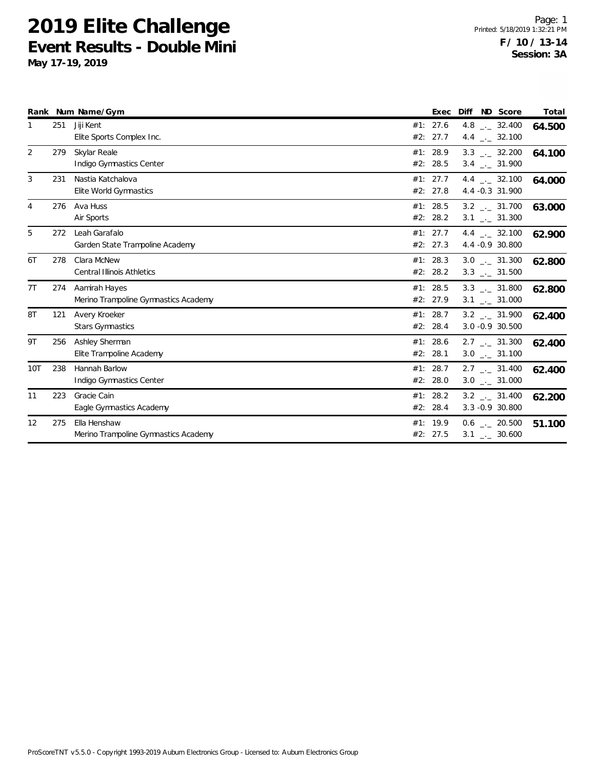# 2019 Elite Challenge

## Event Results - Double Mini

**May 17-19, 2019**

**F / 10 / 13-14**
**Session: 3A**

| Rank | Num | Name/Gym | | Exec | Diff | ND | Score | Total |
|---|---|---|---|---|---|---|---|---|
| 1 | 251 | Jiji Kent | #1: | 27.6 | 4.8 | _._ | 32.400 | **64.500** |
| | | Elite Sports Complex Inc. | #2: | 27.7 | 4.4 | _._ | 32.100 | |
| 2 | 279 | Skylar Reale | #1: | 28.9 | 3.3 | _._ | 32.200 | **64.100** |
| | | Indigo Gymnastics Center | #2: | 28.5 | 3.4 | _._ | 31.900 | |
| 3 | 231 | Nastia Katchalova | #1: | 27.7 | 4.4 | _._ | 32.100 | **64.000** |
| | | Elite World Gymnastics | #2: | 27.8 | 4.4 | -0.3 | 31.900 | |
| 4 | 276 | Ava Huss | #1: | 28.5 | 3.2 | _._ | 31.700 | **63.000** |
| | | Air Sports | #2: | 28.2 | 3.1 | _._ | 31.300 | |
| 5 | 272 | Leah Garafalo | #1: | 27.7 | 4.4 | _._ | 32.100 | **62.900** |
| | | Garden State Trampoline Academy | #2: | 27.3 | 4.4 | -0.9 | 30.800 | |
| 6T | 278 | Clara McNew | #1: | 28.3 | 3.0 | _._ | 31.300 | **62.800** |
| | | Central Illinois Athletics | #2: | 28.2 | 3.3 | _._ | 31.500 | |
| 7T | 274 | Aamirah Hayes | #1: | 28.5 | 3.3 | _._ | 31.800 | **62.800** |
| | | Merino Trampoline Gymnastics Academy | #2: | 27.9 | 3.1 | _._ | 31.000 | |
| 8T | 121 | Avery Kroeker | #1: | 28.7 | 3.2 | _._ | 31.900 | **62.400** |
| | | Stars Gymnastics | #2: | 28.4 | 3.0 | -0.9 | 30.500 | |
| 9T | 256 | Ashley Sherman | #1: | 28.6 | 2.7 | _._ | 31.300 | **62.400** |
| | | Elite Trampoline Academy | #2: | 28.1 | 3.0 | _._ | 31.100 | |
| 10T | 238 | Hannah Barlow | #1: | 28.7 | 2.7 | _._ | 31.400 | **62.400** |
| | | Indigo Gymnastics Center | #2: | 28.0 | 3.0 | _._ | 31.000 | |
| 11 | 223 | Gracie Cain | #1: | 28.2 | 3.2 | _._ | 31.400 | **62.200** |
| | | Eagle Gymnastics Academy | #2: | 28.4 | 3.3 | -0.9 | 30.800 | |
| 12 | 275 | Ella Henshaw | #1: | 19.9 | 0.6 | _._ | 20.500 | **51.100** |
| | | Merino Trampoline Gymnastics Academy | #2: | 27.5 | 3.1 | _._ | 30.600 | |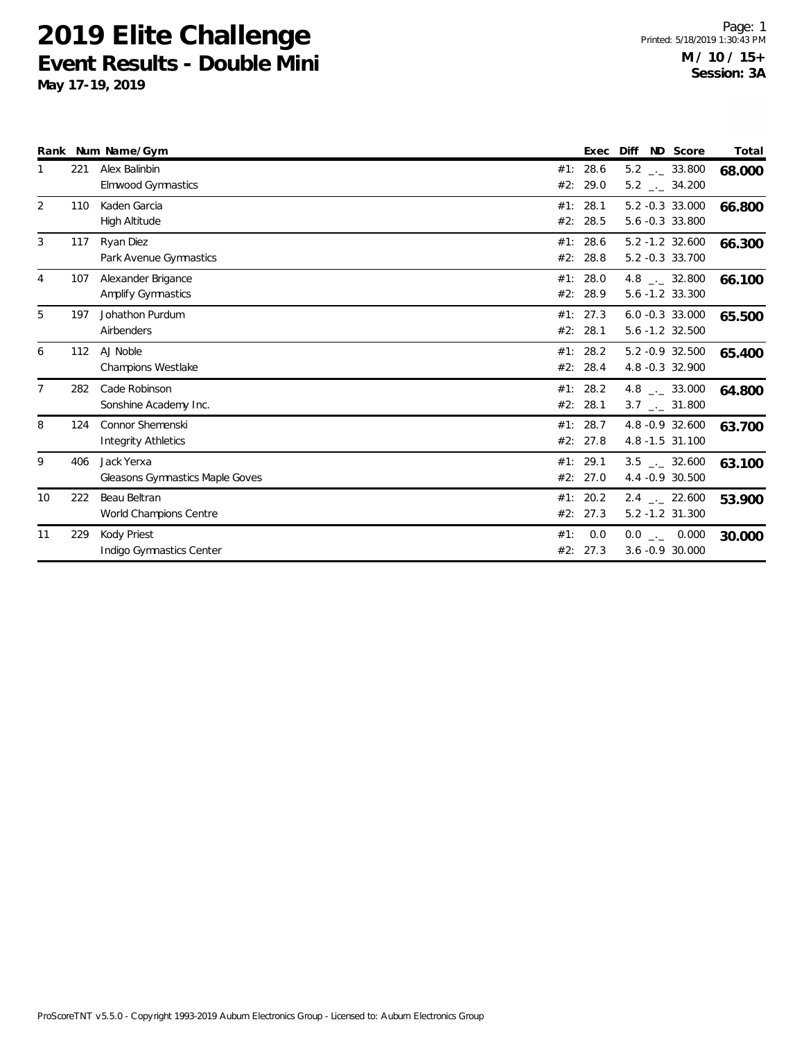# 2019 Elite Challenge

## Event Results - Double Mini

**May 17-19, 2019**

**M / 10 / 15+**
**Session: 3A**

| Rank | Num | Name/Gym | | Exec | Diff | ND | Score | Total |
|---|---|---|---|---|---|---|---|---|
| 1 | 221 | Alex Balinbin | #1: | 28.6 | 5.2 | _._ | 33.800 | **68.000** |
| | | Elmwood Gymnastics | #2: | 29.0 | 5.2 | _._ | 34.200 | |
| 2 | 110 | Kaden Garcia | #1: | 28.1 | 5.2 | -0.3 | 33.000 | **66.800** |
| | | High Altitude | #2: | 28.5 | 5.6 | -0.3 | 33.800 | |
| 3 | 117 | Ryan Diez | #1: | 28.6 | 5.2 | -1.2 | 32.600 | **66.300** |
| | | Park Avenue Gymnastics | #2: | 28.8 | 5.2 | -0.3 | 33.700 | |
| 4 | 107 | Alexander Brigance | #1: | 28.0 | 4.8 | _._ | 32.800 | **66.100** |
| | | Amplify Gymnastics | #2: | 28.9 | 5.6 | -1.2 | 33.300 | |
| 5 | 197 | Johathon Purdum | #1: | 27.3 | 6.0 | -0.3 | 33.000 | **65.500** |
| | | Airbenders | #2: | 28.1 | 5.6 | -1.2 | 32.500 | |
| 6 | 112 | AJ Noble | #1: | 28.2 | 5.2 | -0.9 | 32.500 | **65.400** |
| | | Champions Westlake | #2: | 28.4 | 4.8 | -0.3 | 32.900 | |
| 7 | 282 | Cade Robinson | #1: | 28.2 | 4.8 | _._ | 33.000 | **64.800** |
| | | Sonshine Academy Inc. | #2: | 28.1 | 3.7 | _._ | 31.800 | |
| 8 | 124 | Connor Shemenski | #1: | 28.7 | 4.8 | -0.9 | 32.600 | **63.700** |
| | | Integrity Athletics | #2: | 27.8 | 4.8 | -1.5 | 31.100 | |
| 9 | 406 | Jack Yerxa | #1: | 29.1 | 3.5 | _._ | 32.600 | **63.100** |
| | | Gleasons Gymnastics Maple Goves | #2: | 27.0 | 4.4 | -0.9 | 30.500 | |
| 10 | 222 | Beau Beltran | #1: | 20.2 | 2.4 | _._ | 22.600 | **53.900** |
| | | World Champions Centre | #2: | 27.3 | 5.2 | -1.2 | 31.300 | |
| 11 | 229 | Kody Priest | #1: | 0.0 | 0.0 | _._ | 0.000 | **30.000** |
| | | Indigo Gymnastics Center | #2: | 27.3 | 3.6 | -0.9 | 30.000 | |

ProScoreTNT v5.5.0 - Copyright 1993-2019 Auburn Electronics Group - Licensed to: Auburn Electronics Group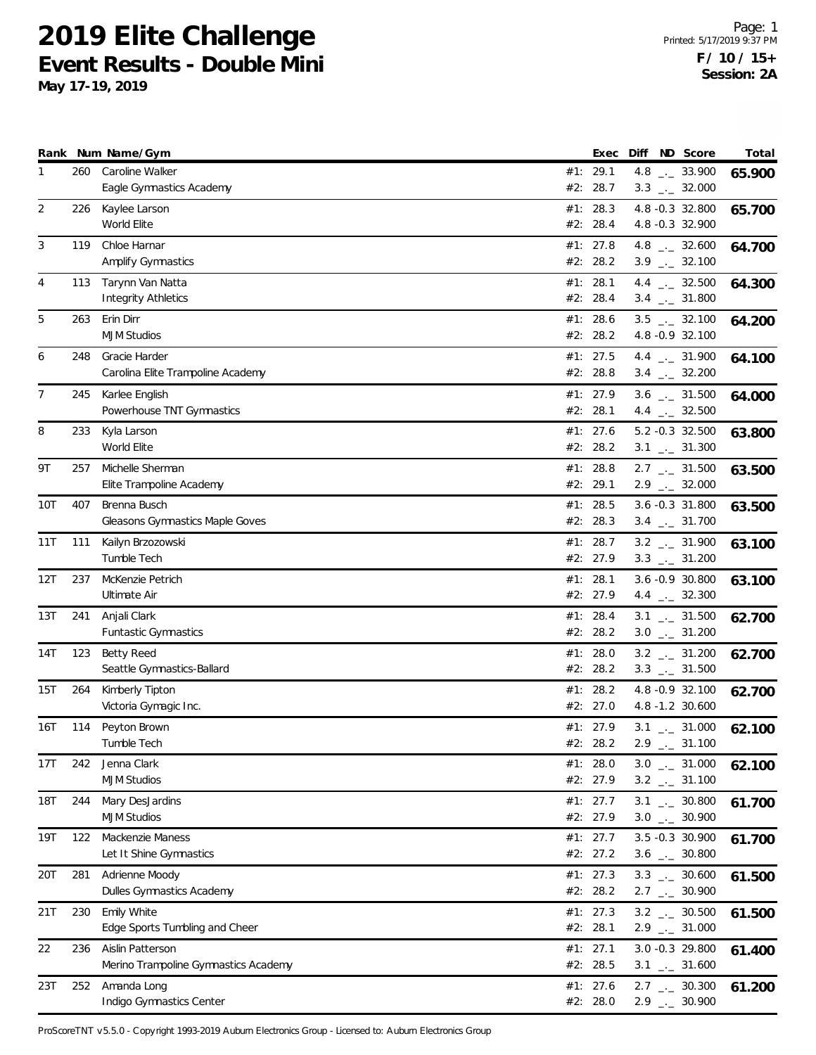# 2019 Elite Challenge
## Event Results - Double Mini
**May 17-19, 2019**

**F / 10 / 15+**
**Session: 2A**

| Rank | Num | Name/Gym | | Exec | Diff | ND | Score | Total |
|---|---|---|---|---|---|---|---|---|
| 1 | 260 | Caroline Walker | #1: | 29.1 | 4.8 | _._ | 33.900 | **65.900** |
| | | Eagle Gymnastics Academy | #2: | 28.7 | 3.3 | _._ | 32.000 | |
| 2 | 226 | Kaylee Larson | #1: | 28.3 | 4.8 | -0.3 | 32.800 | **65.700** |
| | | World Elite | #2: | 28.4 | 4.8 | -0.3 | 32.900 | |
| 3 | 119 | Chloe Harnar | #1: | 27.8 | 4.8 | _._ | 32.600 | **64.700** |
| | | Amplify Gymnastics | #2: | 28.2 | 3.9 | _._ | 32.100 | |
| 4 | 113 | Tarynn Van Natta | #1: | 28.1 | 4.4 | _._ | 32.500 | **64.300** |
| | | Integrity Athletics | #2: | 28.4 | 3.4 | _._ | 31.800 | |
| 5 | 263 | Erin Dirr | #1: | 28.6 | 3.5 | _._ | 32.100 | **64.200** |
| | | MJM Studios | #2: | 28.2 | 4.8 | -0.9 | 32.100 | |
| 6 | 248 | Gracie Harder | #1: | 27.5 | 4.4 | _._ | 31.900 | **64.100** |
| | | Carolina Elite Trampoline Academy | #2: | 28.8 | 3.4 | _._ | 32.200 | |
| 7 | 245 | Karlee English | #1: | 27.9 | 3.6 | _._ | 31.500 | **64.000** |
| | | Powerhouse TNT Gymnastics | #2: | 28.1 | 4.4 | _._ | 32.500 | |
| 8 | 233 | Kyla Larson | #1: | 27.6 | 5.2 | -0.3 | 32.500 | **63.800** |
| | | World Elite | #2: | 28.2 | 3.1 | _._ | 31.300 | |
| 9T | 257 | Michelle Sherman | #1: | 28.8 | 2.7 | _._ | 31.500 | **63.500** |
| | | Elite Trampoline Academy | #2: | 29.1 | 2.9 | _._ | 32.000 | |
| 10T | 407 | Brenna Busch | #1: | 28.5 | 3.6 | -0.3 | 31.800 | **63.500** |
| | | Gleasons Gymnastics Maple Goves | #2: | 28.3 | 3.4 | _._ | 31.700 | |
| 11T | 111 | Kailyn Brzozowski | #1: | 28.7 | 3.2 | _._ | 31.900 | **63.100** |
| | | Tumble Tech | #2: | 27.9 | 3.3 | _._ | 31.200 | |
| 12T | 237 | McKenzie Petrich | #1: | 28.1 | 3.6 | -0.9 | 30.800 | **63.100** |
| | | Ultimate Air | #2: | 27.9 | 4.4 | _._ | 32.300 | |
| 13T | 241 | Anjali Clark | #1: | 28.4 | 3.1 | _._ | 31.500 | **62.700** |
| | | Funtastic Gymnastics | #2: | 28.2 | 3.0 | _._ | 31.200 | |
| 14T | 123 | Betty Reed | #1: | 28.0 | 3.2 | _._ | 31.200 | **62.700** |
| | | Seattle Gymnastics-Ballard | #2: | 28.2 | 3.3 | _._ | 31.500 | |
| 15T | 264 | Kimberly Tipton | #1: | 28.2 | 4.8 | -0.9 | 32.100 | **62.700** |
| | | Victoria Gymagic Inc. | #2: | 27.0 | 4.8 | -1.2 | 30.600 | |
| 16T | 114 | Peyton Brown | #1: | 27.9 | 3.1 | _._ | 31.000 | **62.100** |
| | | Tumble Tech | #2: | 28.2 | 2.9 | _._ | 31.100 | |
| 17T | 242 | Jenna Clark | #1: | 28.0 | 3.0 | _._ | 31.000 | **62.100** |
| | | MJM Studios | #2: | 27.9 | 3.2 | _._ | 31.100 | |
| 18T | 244 | Mary DesJardins | #1: | 27.7 | 3.1 | _._ | 30.800 | **61.700** |
| | | MJM Studios | #2: | 27.9 | 3.0 | _._ | 30.900 | |
| 19T | 122 | Mackenzie Maness | #1: | 27.7 | 3.5 | -0.3 | 30.900 | **61.700** |
| | | Let It Shine Gymnastics | #2: | 27.2 | 3.6 | _._ | 30.800 | |
| 20T | 281 | Adrienne Moody | #1: | 27.3 | 3.3 | _._ | 30.600 | **61.500** |
| | | Dulles Gymnastics Academy | #2: | 28.2 | 2.7 | _._ | 30.900 | |
| 21T | 230 | Emily White | #1: | 27.3 | 3.2 | _._ | 30.500 | **61.500** |
| | | Edge Sports Tumbling and Cheer | #2: | 28.1 | 2.9 | _._ | 31.000 | |
| 22 | 236 | Aislin Patterson | #1: | 27.1 | 3.0 | -0.3 | 29.800 | **61.400** |
| | | Merino Trampoline Gymnastics Academy | #2: | 28.5 | 3.1 | _._ | 31.600 | |
| 23T | 252 | Amanda Long | #1: | 27.6 | 2.7 | _._ | 30.300 | **61.200** |
| | | Indigo Gymnastics Center | #2: | 28.0 | 2.9 | _._ | 30.900 | |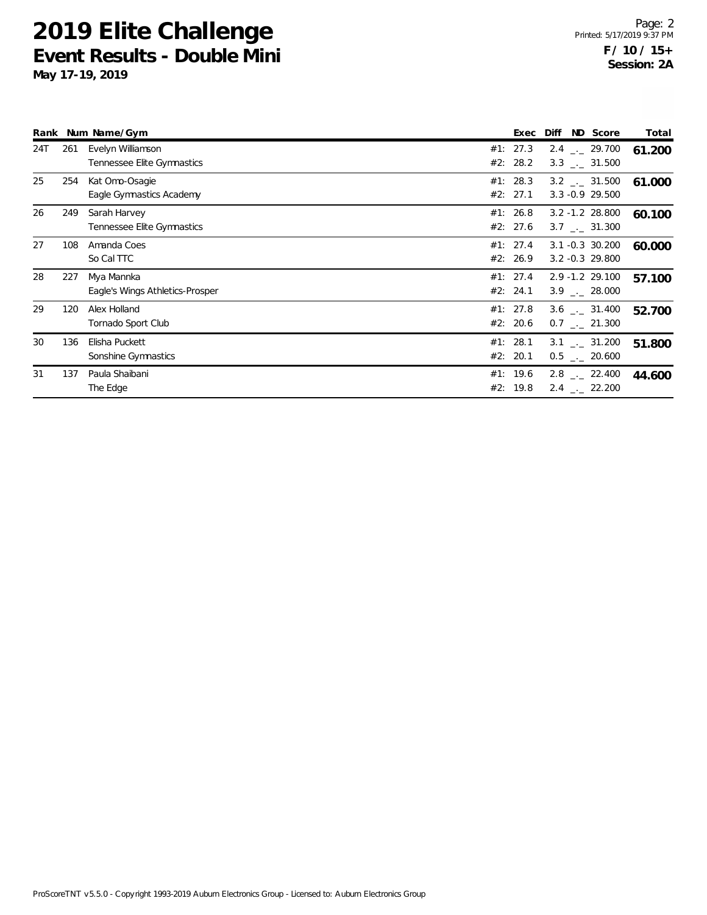# 2019 Elite Challenge

## Event Results - Double Mini

**May 17-19, 2019**

**F / 10 / 15+**
**Session: 2A**

| Rank | Num | Name/Gym | | Exec | Diff | ND | Score | Total |
|---|---|---|---|---|---|---|---|---|
| 24T | 261 | Evelyn Williamson | #1: | 27.3 | 2.4 | _._ | 29.700 | **61.200** |
| | | Tennessee Elite Gymnastics | #2: | 28.2 | 3.3 | _._ | 31.500 | |
| 25 | 254 | Kat Omo-Osagie | #1: | 28.3 | 3.2 | _._ | 31.500 | **61.000** |
| | | Eagle Gymnastics Academy | #2: | 27.1 | 3.3 | -0.9 | 29.500 | |
| 26 | 249 | Sarah Harvey | #1: | 26.8 | 3.2 | -1.2 | 28.800 | **60.100** |
| | | Tennessee Elite Gymnastics | #2: | 27.6 | 3.7 | _._ | 31.300 | |
| 27 | 108 | Amanda Coes | #1: | 27.4 | 3.1 | -0.3 | 30.200 | **60.000** |
| | | So Cal TTC | #2: | 26.9 | 3.2 | -0.3 | 29.800 | |
| 28 | 227 | Mya Mannka | #1: | 27.4 | 2.9 | -1.2 | 29.100 | **57.100** |
| | | Eagle's Wings Athletics-Prosper | #2: | 24.1 | 3.9 | _._ | 28.000 | |
| 29 | 120 | Alex Holland | #1: | 27.8 | 3.6 | _._ | 31.400 | **52.700** |
| | | Tornado Sport Club | #2: | 20.6 | 0.7 | _._ | 21.300 | |
| 30 | 136 | Elisha Puckett | #1: | 28.1 | 3.1 | _._ | 31.200 | **51.800** |
| | | Sonshine Gymnastics | #2: | 20.1 | 0.5 | _._ | 20.600 | |
| 31 | 137 | Paula Shaibani | #1: | 19.6 | 2.8 | _._ | 22.400 | **44.600** |
| | | The Edge | #2: | 19.8 | 2.4 | _._ | 22.200 | |